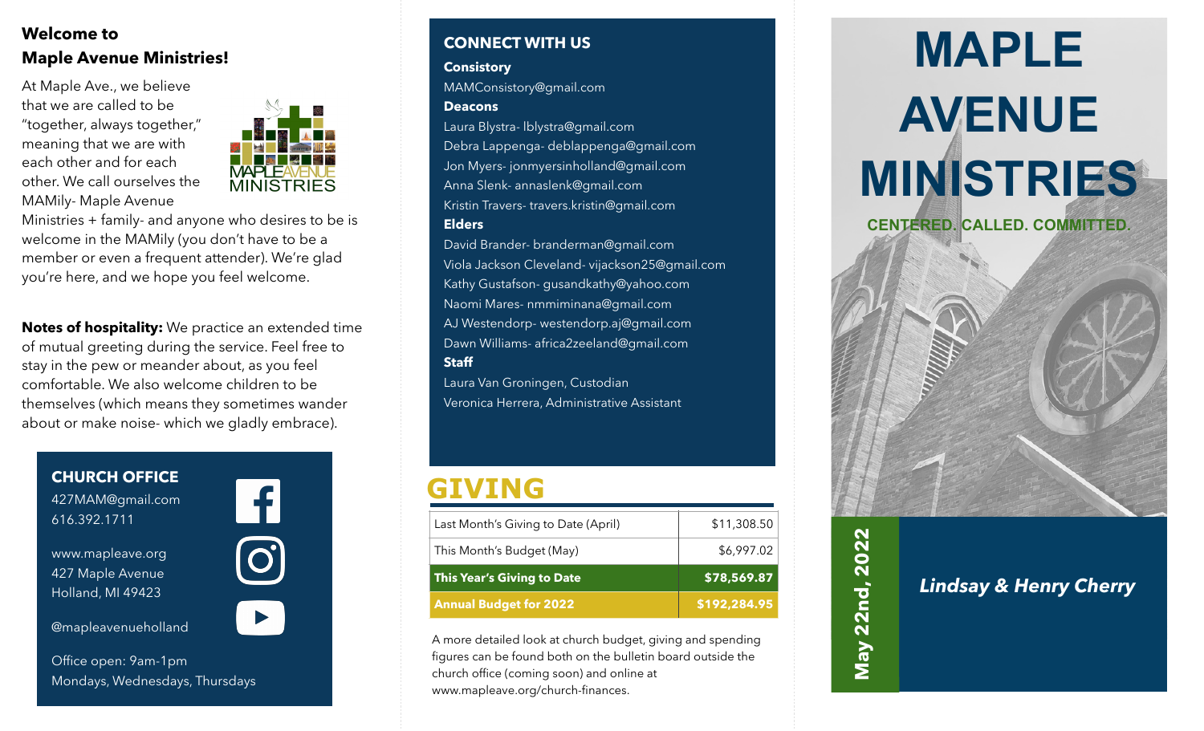## Welcome to Maple Avenue Ministries!

At Maple Ave., we believe that we are called to be "together, always together," meaning that we are with each other and for each other. We call ourselves the MAMily- Maple Avenue Ministries + family- and anyone who desires to be is welcome in the MAMily (you don't have to be a member or even a frequent attender). We're glad you're here, and we hope you feel welcome.

MAPLE AVENUE MINISTRIES

**Notes of hospitality:** We practice an extended time of mutual greeting during the service. Feel free to stay in the pew or meander about, as you feel comfortable. We also welcome children to be themselves (which means they sometimes wander about or make noise- which we gladly embrace).

### CHURCH OFFICE

427MAM@gmail.com
616.392.1711

www.mapleave.org
427 Maple Avenue
Holland, MI 49423

@mapleavenueholland

Office open: 9am-1pm
Mondays, Wednesdays, Thursdays

### CONNECT WITH US

**Consistory**

MAMConsistory@gmail.com

**Deacons**

Laura Blystra- lblystra@gmail.com
Debra Lappenga- deblappenga@gmail.com
Jon Myers- jonmyersinholland@gmail.com
Anna Slenk- annaslenk@gmail.com
Kristin Travers- travers.kristin@gmail.com

**Elders**

David Brander- branderman@gmail.com
Viola Jackson Cleveland- vijackson25@gmail.com
Kathy Gustafson- gusandkathy@yahoo.com
Naomi Mares- nmmiminana@gmail.com
AJ Westendorp- westendorp.aj@gmail.com
Dawn Williams- africa2zeeland@gmail.com

**Staff**

Laura Van Groningen, Custodian
Veronica Herrera, Administrative Assistant

## GIVING

| | |
|---|---|
| Last Month's Giving to Date (April) | $11,308.50 |
| This Month's Budget (May) | $6,997.02 |
| **This Year's Giving to Date** | **$78,569.87** |
| **Annual Budget for 2022** | **$192,284.95** |

A more detailed look at church budget, giving and spending figures can be found both on the bulletin board outside the church office (coming soon) and online at www.mapleave.org/church-finances.

# MAPLE AVENUE MINISTRIES

**CENTERED. CALLED. COMMITTED.**

**May 22nd, 2022**

***Lindsay & Henry Cherry***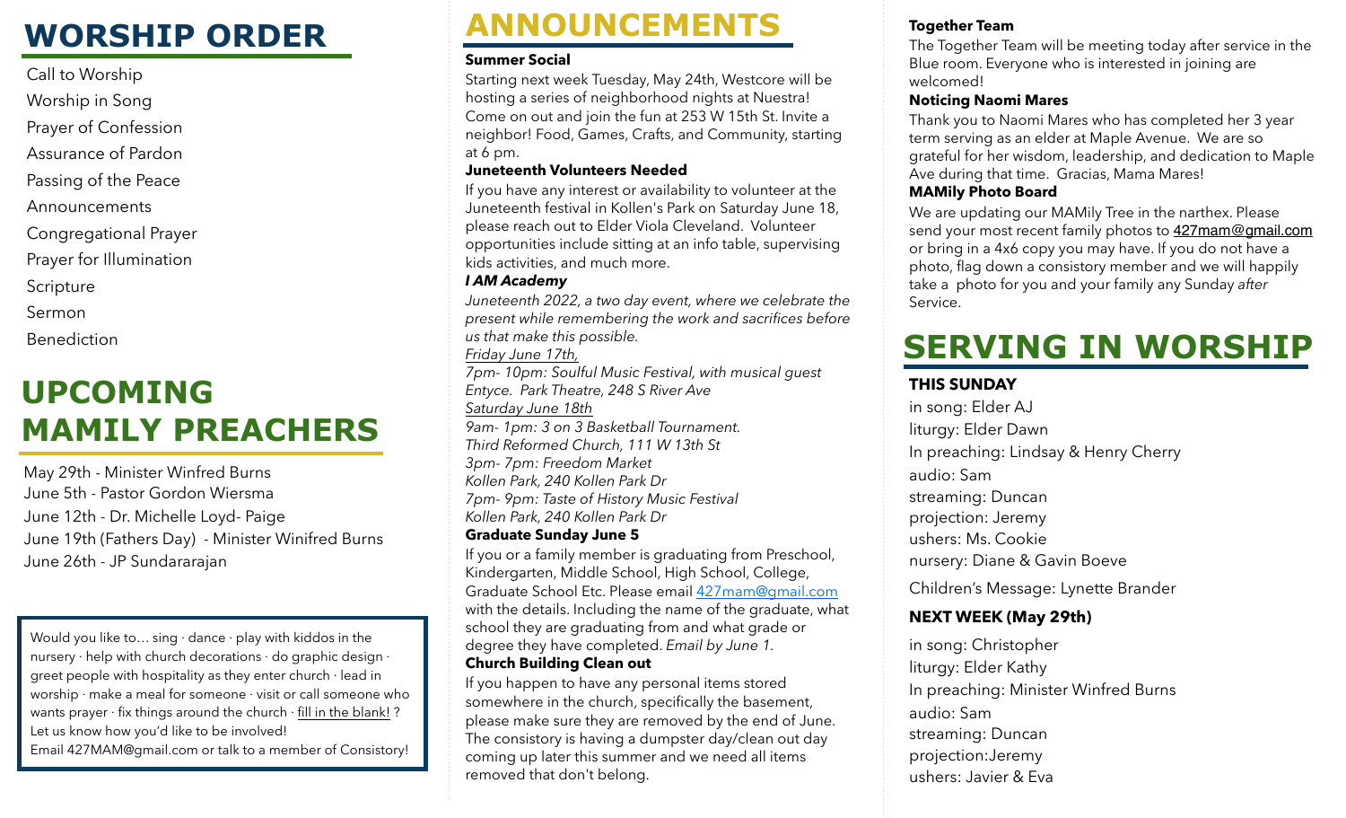# WORSHIP ORDER

Call to Worship
Worship in Song
Prayer of Confession
Assurance of Pardon
Passing of the Peace
Announcements
Congregational Prayer
Prayer for Illumination
Scripture
Sermon
Benediction

# UPCOMING MAMILY PREACHERS

May 29th - Minister Winfred Burns
June 5th - Pastor Gordon Wiersma
June 12th - Dr. Michelle Loyd- Paige
June 19th (Fathers Day) - Minister Winifred Burns
June 26th - JP Sundararajan

Would you like to… sing · dance · play with kiddos in the nursery · help with church decorations · do graphic design · greet people with hospitality as they enter church · lead in worship · make a meal for someone · visit or call someone who wants prayer · fix things around the church · fill in the blank! ? Let us know how you'd like to be involved!
Email 427MAM@gmail.com or talk to a member of Consistory!

# ANNOUNCEMENTS

**Summer Social**

Starting next week Tuesday, May 24th, Westcore will be hosting a series of neighborhood nights at Nuestra! Come on out and join the fun at 253 W 15th St. Invite a neighbor! Food, Games, Crafts, and Community, starting at 6 pm.

**Juneteenth Volunteers Needed**

If you have any interest or availability to volunteer at the Juneteenth festival in Kollen's Park on Saturday June 18, please reach out to Elder Viola Cleveland. Volunteer opportunities include sitting at an info table, supervising kids activities, and much more.

***I AM Academy***

*Juneteenth 2022, a two day event, where we celebrate the present while remembering the work and sacrifices before us that make this possible.*

*Friday June 17th,*

*7pm- 10pm: Soulful Music Festival, with musical guest Entyce. Park Theatre, 248 S River Ave*

*Saturday June 18th*

*9am- 1pm: 3 on 3 Basketball Tournament. Third Reformed Church, 111 W 13th St*
*3pm- 7pm: Freedom Market Kollen Park, 240 Kollen Park Dr*
*7pm- 9pm: Taste of History Music Festival Kollen Park, 240 Kollen Park Dr*

**Graduate Sunday June 5**

If you or a family member is graduating from Preschool, Kindergarten, Middle School, High School, College, Graduate School Etc. Please email 427mam@gmail.com with the details. Including the name of the graduate, what school they are graduating from and what grade or degree they have completed. *Email by June 1.*

**Church Building Clean out**

If you happen to have any personal items stored somewhere in the church, specifically the basement, please make sure they are removed by the end of June. The consistory is having a dumpster day/clean out day coming up later this summer and we need all items removed that don't belong.

**Together Team**

The Together Team will be meeting today after service in the Blue room. Everyone who is interested in joining are welcomed!

**Noticing Naomi Mares**

Thank you to Naomi Mares who has completed her 3 year term serving as an elder at Maple Avenue. We are so grateful for her wisdom, leadership, and dedication to Maple Ave during that time. Gracias, Mama Mares!

**MAMily Photo Board**

We are updating our MAMily Tree in the narthex. Please send your most recent family photos to 427mam@gmail.com or bring in a 4x6 copy you may have. If you do not have a photo, flag down a consistory member and we will happily take a photo for you and your family any Sunday *after* Service.

# SERVING IN WORSHIP

**THIS SUNDAY**

in song: Elder AJ
liturgy: Elder Dawn
In preaching: Lindsay & Henry Cherry
audio: Sam
streaming: Duncan
projection: Jeremy
ushers: Ms. Cookie
nursery: Diane & Gavin Boeve
Children's Message: Lynette Brander

**NEXT WEEK (May 29th)**

in song: Christopher
liturgy: Elder Kathy
In preaching: Minister Winfred Burns
audio: Sam
streaming: Duncan
projection:Jeremy
ushers: Javier & Eva